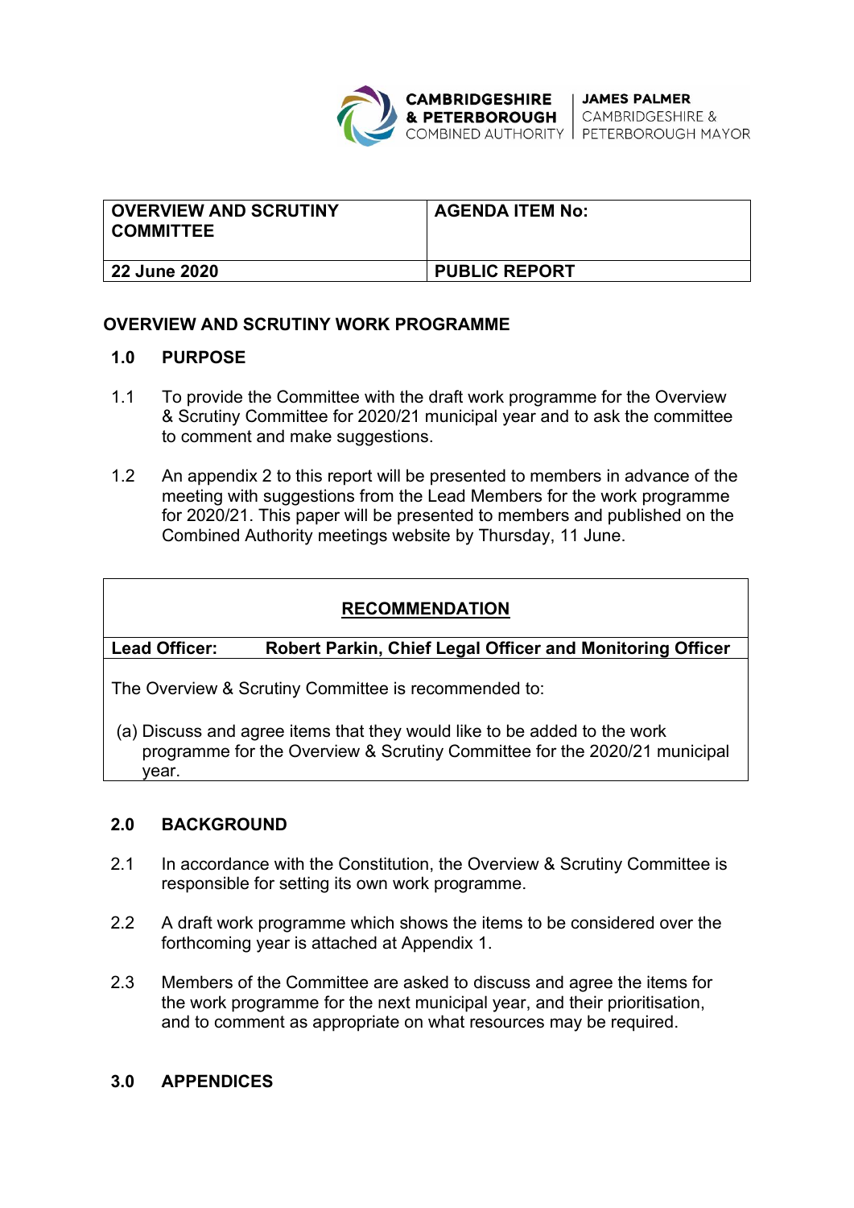CAMBRIDGESHIRE & PETERBOROUGH COMBINED AUTHORITY | JAMES PALMER CAMBRIDGESHIRE & PETERBOROUGH MAYOR

| OVERVIEW AND SCRUTINY COMMITTEE | AGENDA ITEM No: |
|---|---|
| 22 June 2020 | PUBLIC REPORT |

## OVERVIEW AND SCRUTINY WORK PROGRAMME

### 1.0 PURPOSE

1.1 To provide the Committee with the draft work programme for the Overview & Scrutiny Committee for 2020/21 municipal year and to ask the committee to comment and make suggestions.

1.2 An appendix 2 to this report will be presented to members in advance of the meeting with suggestions from the Lead Members for the work programme for 2020/21. This paper will be presented to members and published on the Combined Authority meetings website by Thursday, 11 June.

| RECOMMENDATION | |
|---|---|
| **Lead Officer:** | **Robert Parkin, Chief Legal Officer and Monitoring Officer** |
| The Overview & Scrutiny Committee is recommended to:<br><br>(a) Discuss and agree items that they would like to be added to the work programme for the Overview & Scrutiny Committee for the 2020/21 municipal year. | |

### 2.0 BACKGROUND

2.1 In accordance with the Constitution, the Overview & Scrutiny Committee is responsible for setting its own work programme.

2.2 A draft work programme which shows the items to be considered over the forthcoming year is attached at Appendix 1.

2.3 Members of the Committee are asked to discuss and agree the items for the work programme for the next municipal year, and their prioritisation, and to comment as appropriate on what resources may be required.

### 3.0 APPENDICES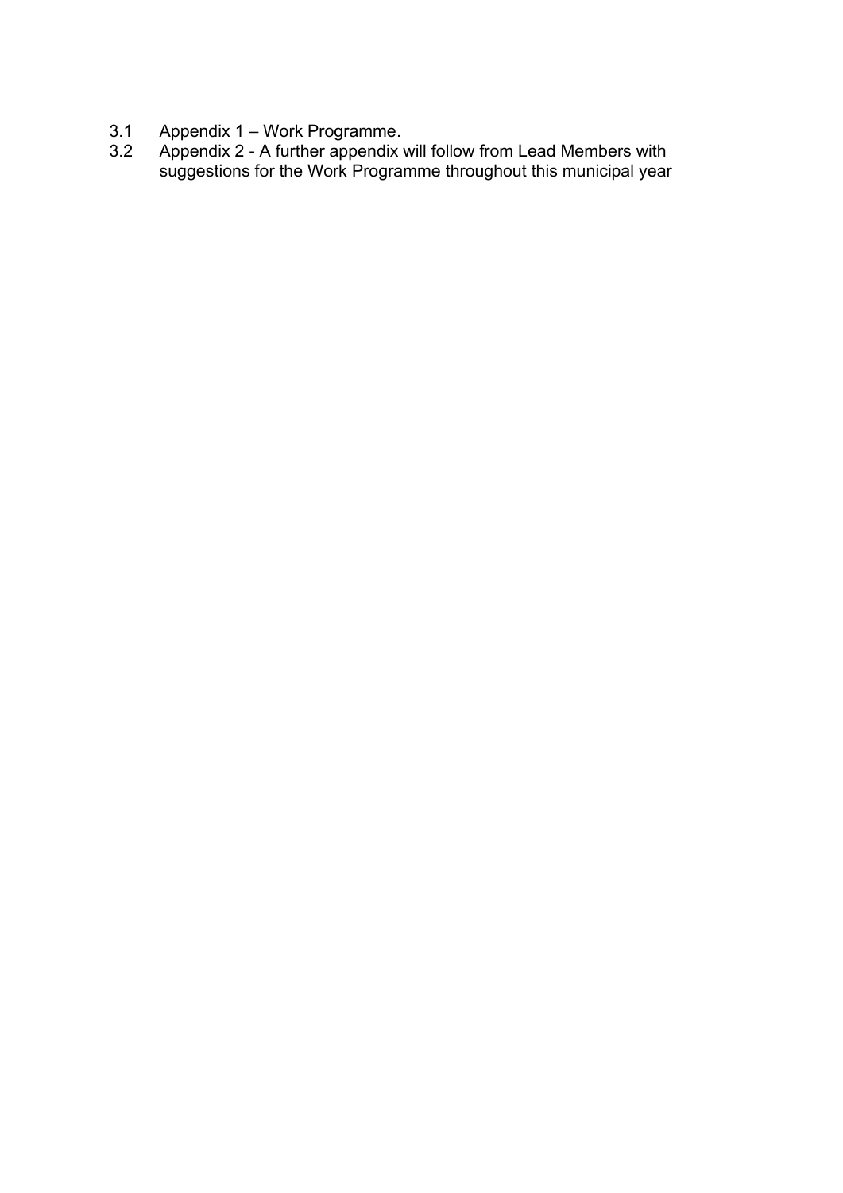3.1 Appendix 1 – Work Programme.

3.2 Appendix 2 - A further appendix will follow from Lead Members with suggestions for the Work Programme throughout this municipal year